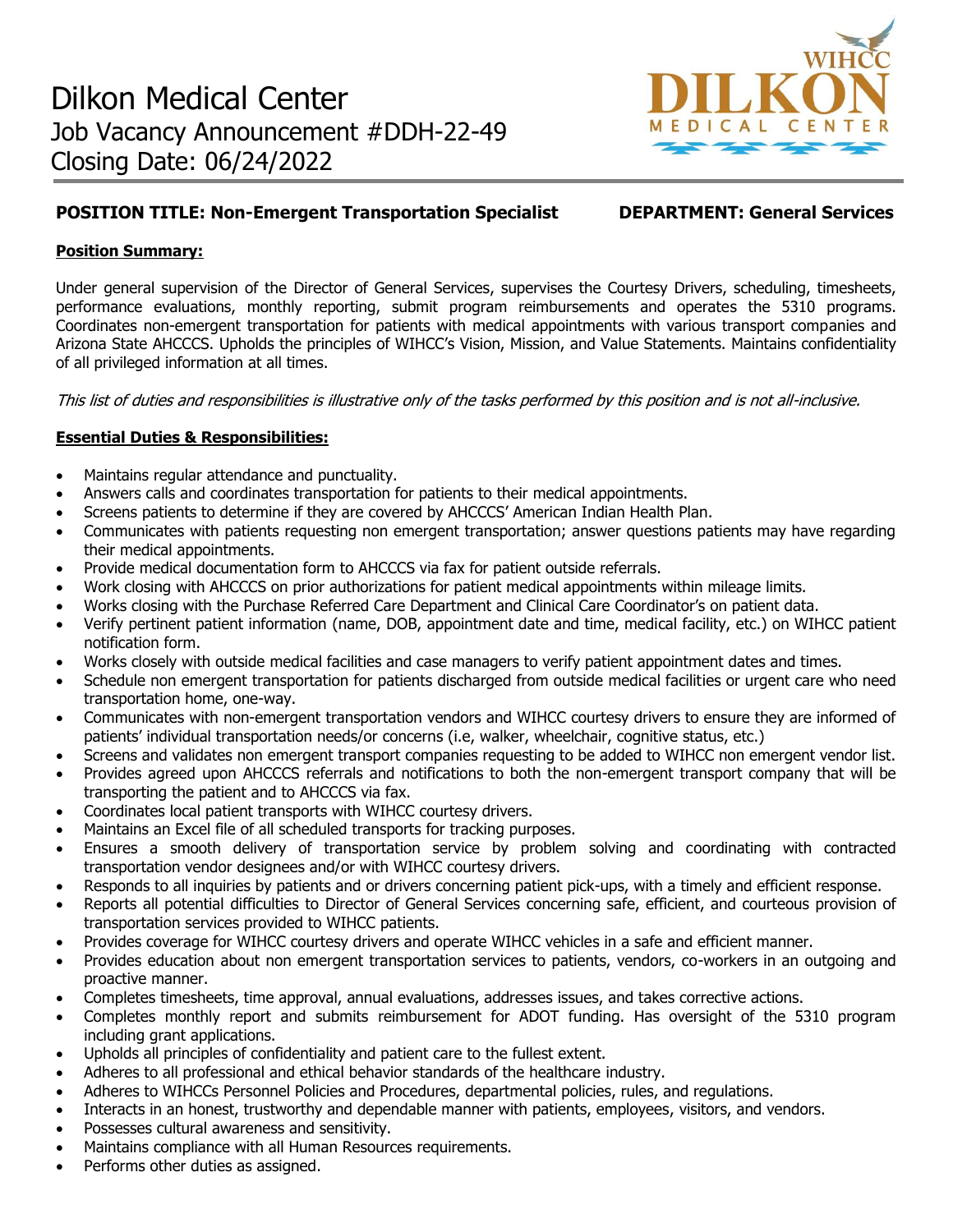# Dilkon Medical Center
## Job Vacancy Announcement #DDH-22-49
## Closing Date: 06/24/2022

**POSITION TITLE: Non-Emergent Transportation Specialist** **DEPARTMENT: General Services**

**Position Summary:**

Under general supervision of the Director of General Services, supervises the Courtesy Drivers, scheduling, timesheets, performance evaluations, monthly reporting, submit program reimbursements and operates the 5310 programs. Coordinates non-emergent transportation for patients with medical appointments with various transport companies and Arizona State AHCCCS. Upholds the principles of WIHCC's Vision, Mission, and Value Statements. Maintains confidentiality of all privileged information at all times.

*This list of duties and responsibilities is illustrative only of the tasks performed by this position and is not all-inclusive.*

**Essential Duties & Responsibilities:**

- Maintains regular attendance and punctuality.
- Answers calls and coordinates transportation for patients to their medical appointments.
- Screens patients to determine if they are covered by AHCCCS' American Indian Health Plan.
- Communicates with patients requesting non emergent transportation; answer questions patients may have regarding their medical appointments.
- Provide medical documentation form to AHCCCS via fax for patient outside referrals.
- Work closing with AHCCCS on prior authorizations for patient medical appointments within mileage limits.
- Works closing with the Purchase Referred Care Department and Clinical Care Coordinator's on patient data.
- Verify pertinent patient information (name, DOB, appointment date and time, medical facility, etc.) on WIHCC patient notification form.
- Works closely with outside medical facilities and case managers to verify patient appointment dates and times.
- Schedule non emergent transportation for patients discharged from outside medical facilities or urgent care who need transportation home, one-way.
- Communicates with non-emergent transportation vendors and WIHCC courtesy drivers to ensure they are informed of patients' individual transportation needs/or concerns (i.e, walker, wheelchair, cognitive status, etc.)
- Screens and validates non emergent transport companies requesting to be added to WIHCC non emergent vendor list.
- Provides agreed upon AHCCCS referrals and notifications to both the non-emergent transport company that will be transporting the patient and to AHCCCS via fax.
- Coordinates local patient transports with WIHCC courtesy drivers.
- Maintains an Excel file of all scheduled transports for tracking purposes.
- Ensures a smooth delivery of transportation service by problem solving and coordinating with contracted transportation vendor designees and/or with WIHCC courtesy drivers.
- Responds to all inquiries by patients and or drivers concerning patient pick-ups, with a timely and efficient response.
- Reports all potential difficulties to Director of General Services concerning safe, efficient, and courteous provision of transportation services provided to WIHCC patients.
- Provides coverage for WIHCC courtesy drivers and operate WIHCC vehicles in a safe and efficient manner.
- Provides education about non emergent transportation services to patients, vendors, co-workers in an outgoing and proactive manner.
- Completes timesheets, time approval, annual evaluations, addresses issues, and takes corrective actions.
- Completes monthly report and submits reimbursement for ADOT funding. Has oversight of the 5310 program including grant applications.
- Upholds all principles of confidentiality and patient care to the fullest extent.
- Adheres to all professional and ethical behavior standards of the healthcare industry.
- Adheres to WIHCCs Personnel Policies and Procedures, departmental policies, rules, and regulations.
- Interacts in an honest, trustworthy and dependable manner with patients, employees, visitors, and vendors.
- Possesses cultural awareness and sensitivity.
- Maintains compliance with all Human Resources requirements.
- Performs other duties as assigned.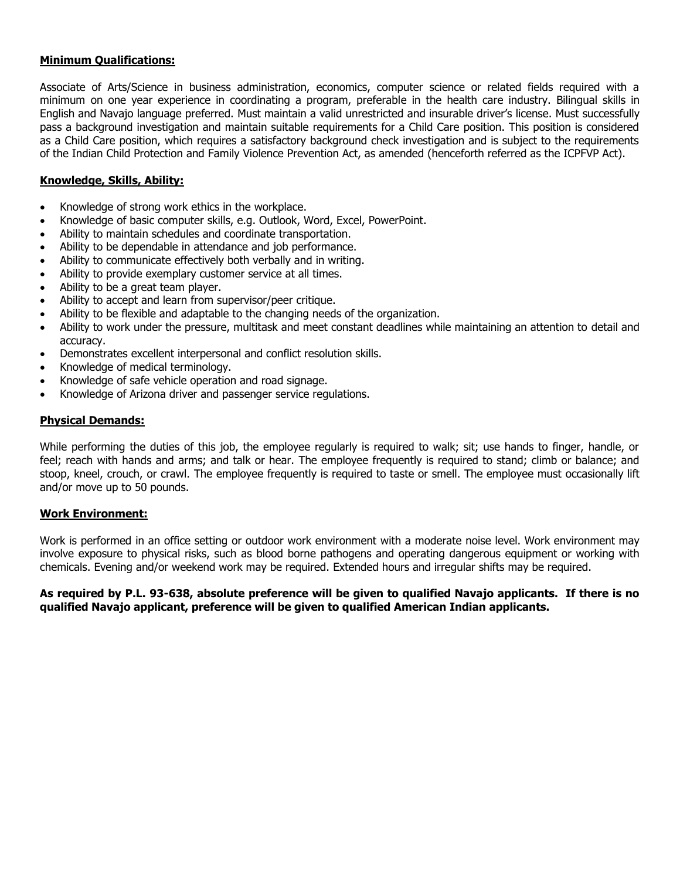**Minimum Qualifications:**

Associate of Arts/Science in business administration, economics, computer science or related fields required with a minimum on one year experience in coordinating a program, preferable in the health care industry. Bilingual skills in English and Navajo language preferred. Must maintain a valid unrestricted and insurable driver's license. Must successfully pass a background investigation and maintain suitable requirements for a Child Care position. This position is considered as a Child Care position, which requires a satisfactory background check investigation and is subject to the requirements of the Indian Child Protection and Family Violence Prevention Act, as amended (henceforth referred as the ICPFVP Act).

**Knowledge, Skills, Ability:**

- Knowledge of strong work ethics in the workplace.
- Knowledge of basic computer skills, e.g. Outlook, Word, Excel, PowerPoint.
- Ability to maintain schedules and coordinate transportation.
- Ability to be dependable in attendance and job performance.
- Ability to communicate effectively both verbally and in writing.
- Ability to provide exemplary customer service at all times.
- Ability to be a great team player.
- Ability to accept and learn from supervisor/peer critique.
- Ability to be flexible and adaptable to the changing needs of the organization.
- Ability to work under the pressure, multitask and meet constant deadlines while maintaining an attention to detail and accuracy.
- Demonstrates excellent interpersonal and conflict resolution skills.
- Knowledge of medical terminology.
- Knowledge of safe vehicle operation and road signage.
- Knowledge of Arizona driver and passenger service regulations.

**Physical Demands:**

While performing the duties of this job, the employee regularly is required to walk; sit; use hands to finger, handle, or feel; reach with hands and arms; and talk or hear. The employee frequently is required to stand; climb or balance; and stoop, kneel, crouch, or crawl. The employee frequently is required to taste or smell. The employee must occasionally lift and/or move up to 50 pounds.

**Work Environment:**

Work is performed in an office setting or outdoor work environment with a moderate noise level. Work environment may involve exposure to physical risks, such as blood borne pathogens and operating dangerous equipment or working with chemicals. Evening and/or weekend work may be required. Extended hours and irregular shifts may be required.

**As required by P.L. 93-638, absolute preference will be given to qualified Navajo applicants. If there is no qualified Navajo applicant, preference will be given to qualified American Indian applicants.**